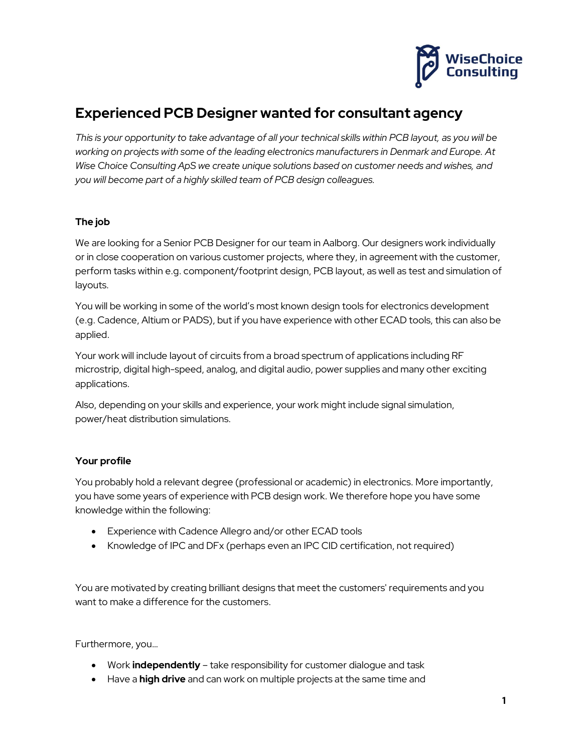# Experienced PCB Designer wanted for consultant agency

*This is your opportunity to take advantage of all your technical skills within PCB layout, as you will be working on projects with some of the leading electronics manufacturers in Denmark and Europe. At Wise Choice Consulting ApS we create unique solutions based on customer needs and wishes, and you will become part of a highly skilled team of PCB design colleagues.*

### The job

We are looking for a Senior PCB Designer for our team in Aalborg. Our designers work individually or in close cooperation on various customer projects, where they, in agreement with the customer, perform tasks within e.g. component/footprint design, PCB layout, as well as test and simulation of layouts.

You will be working in some of the world's most known design tools for electronics development (e.g. Cadence, Altium or PADS), but if you have experience with other ECAD tools, this can also be applied.

Your work will include layout of circuits from a broad spectrum of applications including RF microstrip, digital high-speed, analog, and digital audio, power supplies and many other exciting applications.

Also, depending on your skills and experience, your work might include signal simulation, power/heat distribution simulations.

### Your profile

You probably hold a relevant degree (professional or academic) in electronics. More importantly, you have some years of experience with PCB design work. We therefore hope you have some knowledge within the following:

- Experience with Cadence Allegro and/or other ECAD tools
- Knowledge of IPC and DFx (perhaps even an IPC CID certification, not required)

You are motivated by creating brilliant designs that meet the customers' requirements and you want to make a difference for the customers.

Furthermore, you...

- Work **independently** – take responsibility for customer dialogue and task
- Have a **high drive** and can work on multiple projects at the same time and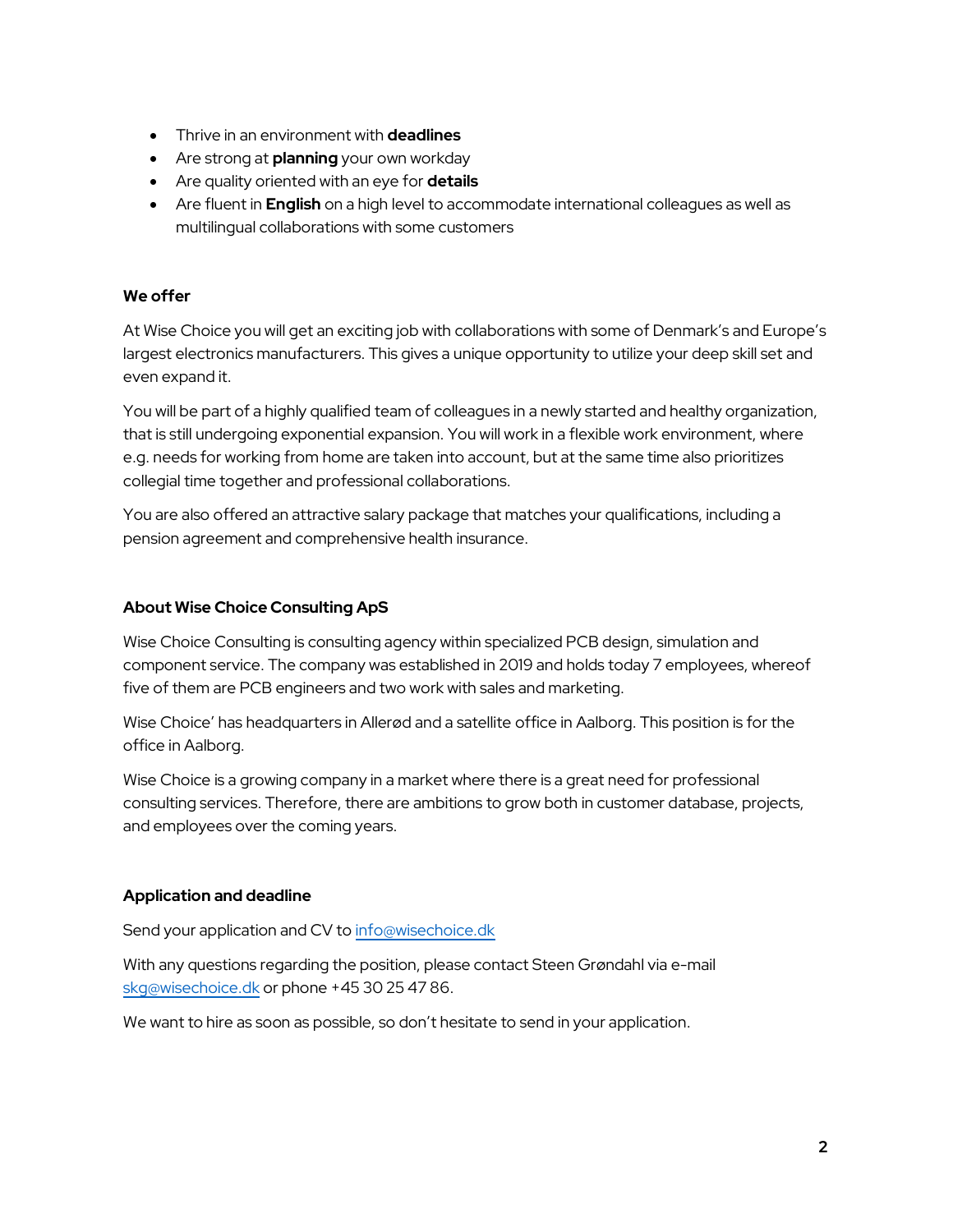- Thrive in an environment with **deadlines**
- Are strong at **planning** your own workday
- Are quality oriented with an eye for **details**
- Are fluent in **English** on a high level to accommodate international colleagues as well as multilingual collaborations with some customers

### We offer

At Wise Choice you will get an exciting job with collaborations with some of Denmark's and Europe's largest electronics manufacturers. This gives a unique opportunity to utilize your deep skill set and even expand it.

You will be part of a highly qualified team of colleagues in a newly started and healthy organization, that is still undergoing exponential expansion. You will work in a flexible work environment, where e.g. needs for working from home are taken into account, but at the same time also prioritizes collegial time together and professional collaborations.

You are also offered an attractive salary package that matches your qualifications, including a pension agreement and comprehensive health insurance.

### About Wise Choice Consulting ApS

Wise Choice Consulting is consulting agency within specialized PCB design, simulation and component service. The company was established in 2019 and holds today 7 employees, whereof five of them are PCB engineers and two work with sales and marketing.

Wise Choice' has headquarters in Allerød and a satellite office in Aalborg. This position is for the office in Aalborg.

Wise Choice is a growing company in a market where there is a great need for professional consulting services. Therefore, there are ambitions to grow both in customer database, projects, and employees over the coming years.

### Application and deadline

Send your application and CV to info@wisechoice.dk

With any questions regarding the position, please contact Steen Grøndahl via e-mail skg@wisechoice.dk or phone +45 30 25 47 86.

We want to hire as soon as possible, so don't hesitate to send in your application.